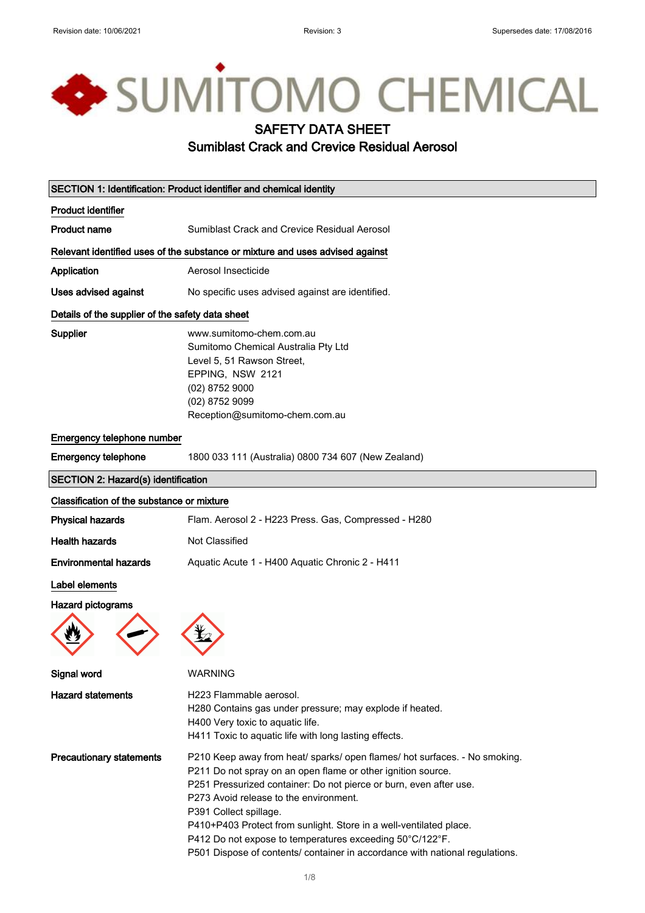# SAFETY DATA SHEET

## Sumiblast Crack and Crevice Residual Aerosol

### SECTION 1: Identification: Product identifier and chemical identity

**Product identifier**

**Product name** Sumiblast Crack and Crevice Residual Aerosol

**Relevant identified uses of the substance or mixture and uses advised against**

**Application** Aerosol Insecticide

**Uses advised against** No specific uses advised against are identified.

**Details of the supplier of the safety data sheet**

**Supplier**
www.sumitomo-chem.com.au
Sumitomo Chemical Australia Pty Ltd
Level 5, 51 Rawson Street,
EPPING, NSW 2121
(02) 8752 9000
(02) 8752 9099
Reception@sumitomo-chem.com.au

**Emergency telephone number**

**Emergency telephone** 1800 033 111 (Australia) 0800 734 607 (New Zealand)

### SECTION 2: Hazard(s) identification

**Classification of the substance or mixture**

**Physical hazards** Flam. Aerosol 2 - H223 Press. Gas, Compressed - H280

**Health hazards** Not Classified

**Environmental hazards** Aquatic Acute 1 - H400 Aquatic Chronic 2 - H411

**Label elements**

**Hazard pictograms**

**Signal word** WARNING

**Hazard statements**
H223 Flammable aerosol.
H280 Contains gas under pressure; may explode if heated.
H400 Very toxic to aquatic life.
H411 Toxic to aquatic life with long lasting effects.

**Precautionary statements**
P210 Keep away from heat/ sparks/ open flames/ hot surfaces. - No smoking.
P211 Do not spray on an open flame or other ignition source.
P251 Pressurized container: Do not pierce or burn, even after use.
P273 Avoid release to the environment.
P391 Collect spillage.
P410+P403 Protect from sunlight. Store in a well-ventilated place.
P412 Do not expose to temperatures exceeding 50°C/122°F.
P501 Dispose of contents/ container in accordance with national regulations.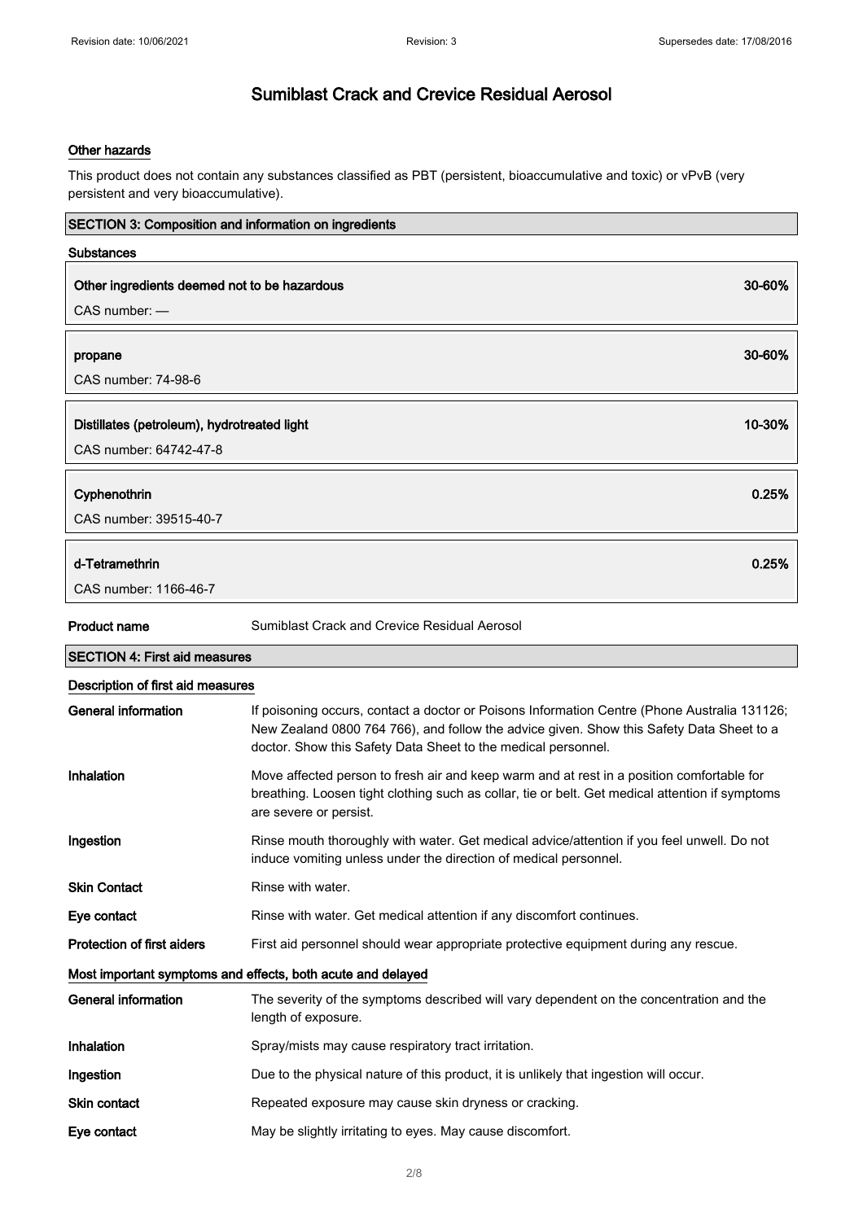### Other hazards

This product does not contain any substances classified as PBT (persistent, bioaccumulative and toxic) or vPvB (very persistent and very bioaccumulative).

## SECTION 3: Composition and information on ingredients

### Substances

| Ingredient | Concentration |
|---|---|
| **Other ingredients deemed not to be hazardous**<br>CAS number: — | **30-60%** |
| **propane**<br>CAS number: 74-98-6 | **30-60%** |
| **Distillates (petroleum), hydrotreated light**<br>CAS number: 64742-47-8 | **10-30%** |
| **Cyphenothrin**<br>CAS number: 39515-40-7 | **0.25%** |
| **d-Tetramethrin**<br>CAS number: 1166-46-7 | **0.25%** |

**Product name** Sumiblast Crack and Crevice Residual Aerosol

## SECTION 4: First aid measures

### Description of first aid measures

**General information** If poisoning occurs, contact a doctor or Poisons Information Centre (Phone Australia 131126; New Zealand 0800 764 766), and follow the advice given. Show this Safety Data Sheet to a doctor. Show this Safety Data Sheet to the medical personnel.

**Inhalation** Move affected person to fresh air and keep warm and at rest in a position comfortable for breathing. Loosen tight clothing such as collar, tie or belt. Get medical attention if symptoms are severe or persist.

**Ingestion** Rinse mouth thoroughly with water. Get medical advice/attention if you feel unwell. Do not induce vomiting unless under the direction of medical personnel.

**Skin Contact** Rinse with water.

**Eye contact** Rinse with water. Get medical attention if any discomfort continues.

**Protection of first aiders** First aid personnel should wear appropriate protective equipment during any rescue.

### Most important symptoms and effects, both acute and delayed

**General information** The severity of the symptoms described will vary dependent on the concentration and the length of exposure.

**Inhalation** Spray/mists may cause respiratory tract irritation.

**Ingestion** Due to the physical nature of this product, it is unlikely that ingestion will occur.

**Skin contact** Repeated exposure may cause skin dryness or cracking.

**Eye contact** May be slightly irritating to eyes. May cause discomfort.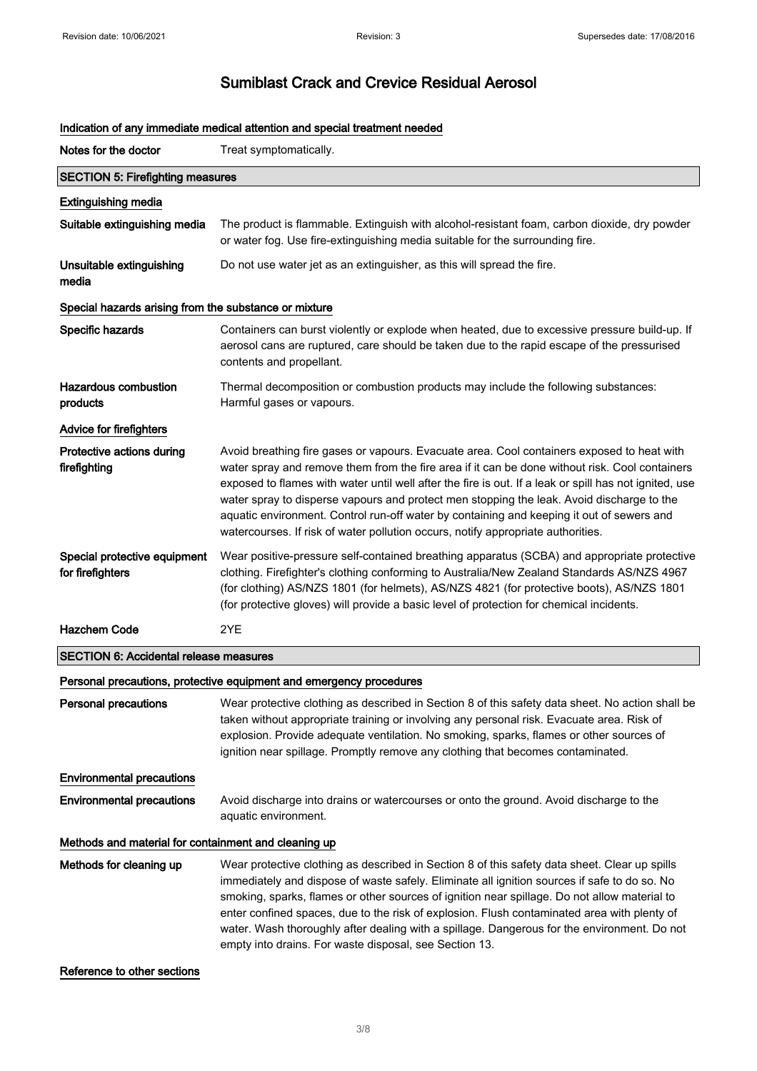### Indication of any immediate medical attention and special treatment needed

**Notes for the doctor** Treat symptomatically.

## SECTION 5: Firefighting measures

### Extinguishing media

**Suitable extinguishing media** The product is flammable. Extinguish with alcohol-resistant foam, carbon dioxide, dry powder or water fog. Use fire-extinguishing media suitable for the surrounding fire.

**Unsuitable extinguishing media** Do not use water jet as an extinguisher, as this will spread the fire.

### Special hazards arising from the substance or mixture

**Specific hazards** Containers can burst violently or explode when heated, due to excessive pressure build-up. If aerosol cans are ruptured, care should be taken due to the rapid escape of the pressurised contents and propellant.

**Hazardous combustion products** Thermal decomposition or combustion products may include the following substances: Harmful gases or vapours.

### Advice for firefighters

**Protective actions during firefighting** Avoid breathing fire gases or vapours. Evacuate area. Cool containers exposed to heat with water spray and remove them from the fire area if it can be done without risk. Cool containers exposed to flames with water until well after the fire is out. If a leak or spill has not ignited, use water spray to disperse vapours and protect men stopping the leak. Avoid discharge to the aquatic environment. Control run-off water by containing and keeping it out of sewers and watercourses. If risk of water pollution occurs, notify appropriate authorities.

**Special protective equipment for firefighters** Wear positive-pressure self-contained breathing apparatus (SCBA) and appropriate protective clothing. Firefighter's clothing conforming to Australia/New Zealand Standards AS/NZS 4967 (for clothing) AS/NZS 1801 (for helmets), AS/NZS 4821 (for protective boots), AS/NZS 1801 (for protective gloves) will provide a basic level of protection for chemical incidents.

**Hazchem Code** 2YE

## SECTION 6: Accidental release measures

### Personal precautions, protective equipment and emergency procedures

**Personal precautions** Wear protective clothing as described in Section 8 of this safety data sheet. No action shall be taken without appropriate training or involving any personal risk. Evacuate area. Risk of explosion. Provide adequate ventilation. No smoking, sparks, flames or other sources of ignition near spillage. Promptly remove any clothing that becomes contaminated.

### Environmental precautions

**Environmental precautions** Avoid discharge into drains or watercourses or onto the ground. Avoid discharge to the aquatic environment.

### Methods and material for containment and cleaning up

**Methods for cleaning up** Wear protective clothing as described in Section 8 of this safety data sheet. Clear up spills immediately and dispose of waste safely. Eliminate all ignition sources if safe to do so. No smoking, sparks, flames or other sources of ignition near spillage. Do not allow material to enter confined spaces, due to the risk of explosion. Flush contaminated area with plenty of water. Wash thoroughly after dealing with a spillage. Dangerous for the environment. Do not empty into drains. For waste disposal, see Section 13.

### Reference to other sections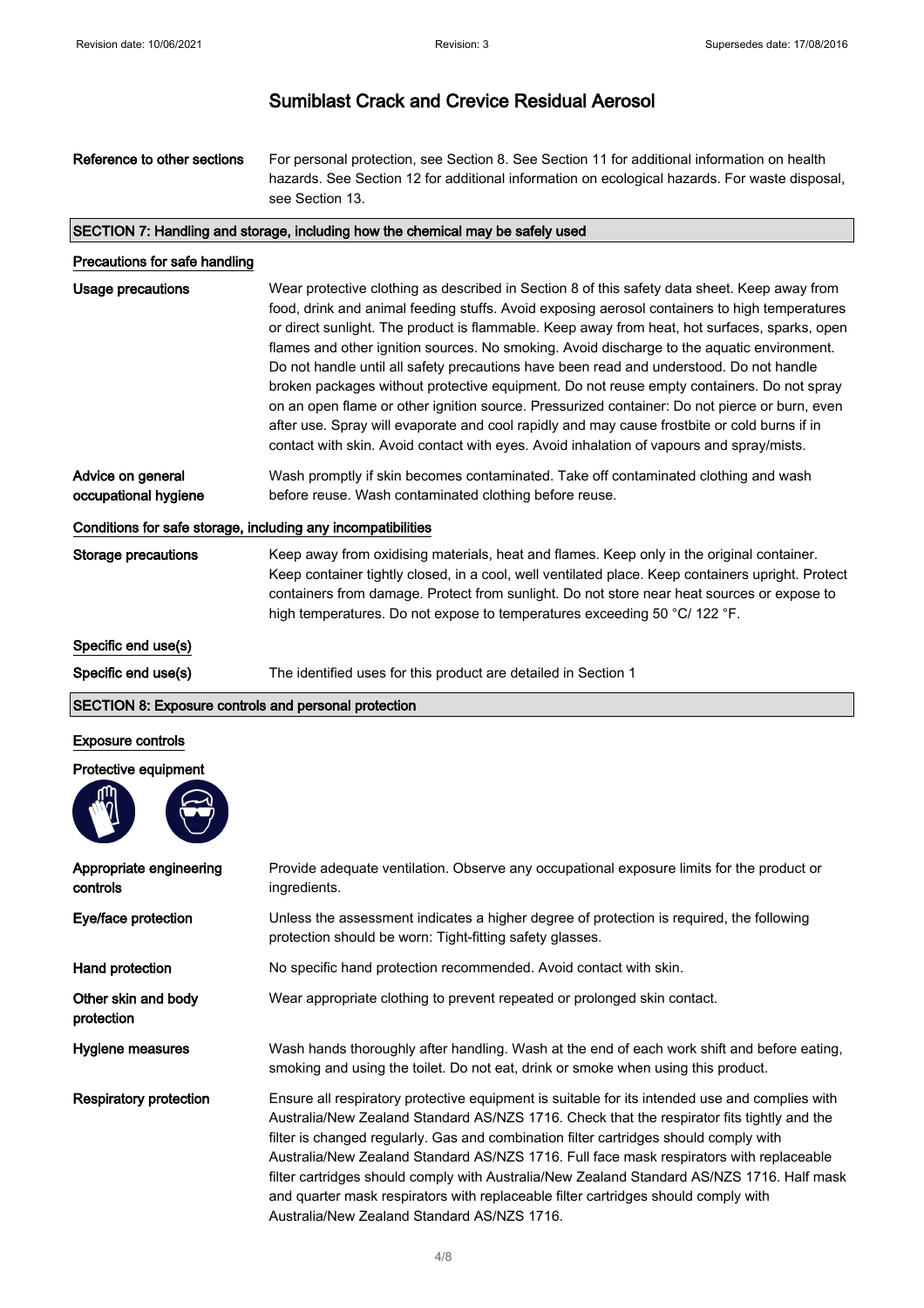# Sumiblast Crack and Crevice Residual Aerosol

| | |
|---|---|
| **Reference to other sections** | For personal protection, see Section 8. See Section 11 for additional information on health hazards. See Section 12 for additional information on ecological hazards. For waste disposal, see Section 13. |

## SECTION 7: Handling and storage, including how the chemical may be safely used

### Precautions for safe handling

| | |
|---|---|
| **Usage precautions** | Wear protective clothing as described in Section 8 of this safety data sheet. Keep away from food, drink and animal feeding stuffs. Avoid exposing aerosol containers to high temperatures or direct sunlight. The product is flammable. Keep away from heat, hot surfaces, sparks, open flames and other ignition sources. No smoking. Avoid discharge to the aquatic environment. Do not handle until all safety precautions have been read and understood. Do not handle broken packages without protective equipment. Do not reuse empty containers. Do not spray on an open flame or other ignition source. Pressurized container: Do not pierce or burn, even after use. Spray will evaporate and cool rapidly and may cause frostbite or cold burns if in contact with skin. Avoid contact with eyes. Avoid inhalation of vapours and spray/mists. |
| **Advice on general occupational hygiene** | Wash promptly if skin becomes contaminated. Take off contaminated clothing and wash before reuse. Wash contaminated clothing before reuse. |

### Conditions for safe storage, including any incompatibilities

| | |
|---|---|
| **Storage precautions** | Keep away from oxidising materials, heat and flames. Keep only in the original container. Keep container tightly closed, in a cool, well ventilated place. Keep containers upright. Protect containers from damage. Protect from sunlight. Do not store near heat sources or expose to high temperatures. Do not expose to temperatures exceeding 50 °C/ 122 °F. |

### Specific end use(s)

| | |
|---|---|
| **Specific end use(s)** | The identified uses for this product are detailed in Section 1 |

## SECTION 8: Exposure controls and personal protection

### Exposure controls

**Protective equipment**

| | |
|---|---|
| **Appropriate engineering controls** | Provide adequate ventilation. Observe any occupational exposure limits for the product or ingredients. |
| **Eye/face protection** | Unless the assessment indicates a higher degree of protection is required, the following protection should be worn: Tight-fitting safety glasses. |
| **Hand protection** | No specific hand protection recommended. Avoid contact with skin. |
| **Other skin and body protection** | Wear appropriate clothing to prevent repeated or prolonged skin contact. |
| **Hygiene measures** | Wash hands thoroughly after handling. Wash at the end of each work shift and before eating, smoking and using the toilet. Do not eat, drink or smoke when using this product. |
| **Respiratory protection** | Ensure all respiratory protective equipment is suitable for its intended use and complies with Australia/New Zealand Standard AS/NZS 1716. Check that the respirator fits tightly and the filter is changed regularly. Gas and combination filter cartridges should comply with Australia/New Zealand Standard AS/NZS 1716. Full face mask respirators with replaceable filter cartridges should comply with Australia/New Zealand Standard AS/NZS 1716. Half mask and quarter mask respirators with replaceable filter cartridges should comply with Australia/New Zealand Standard AS/NZS 1716. |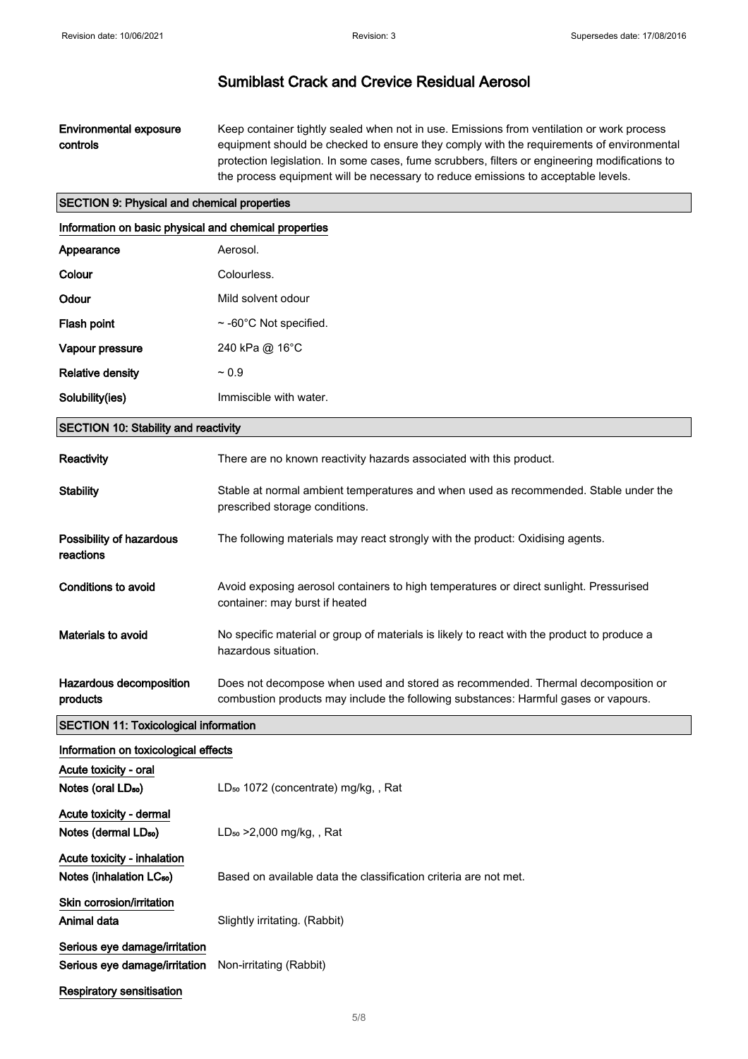# Sumiblast Crack and Crevice Residual Aerosol

**Environmental exposure controls** Keep container tightly sealed when not in use. Emissions from ventilation or work process equipment should be checked to ensure they comply with the requirements of environmental protection legislation. In some cases, fume scrubbers, filters or engineering modifications to the process equipment will be necessary to reduce emissions to acceptable levels.

## SECTION 9: Physical and chemical properties

### Information on basic physical and chemical properties

| | |
|---|---|
| **Appearance** | Aerosol. |
| **Colour** | Colourless. |
| **Odour** | Mild solvent odour |
| **Flash point** | ~ -60°C Not specified. |
| **Vapour pressure** | 240 kPa @ 16°C |
| **Relative density** | ~ 0.9 |
| **Solubility(ies)** | Immiscible with water. |

## SECTION 10: Stability and reactivity

| | |
|---|---|
| **Reactivity** | There are no known reactivity hazards associated with this product. |
| **Stability** | Stable at normal ambient temperatures and when used as recommended. Stable under the prescribed storage conditions. |
| **Possibility of hazardous reactions** | The following materials may react strongly with the product: Oxidising agents. |
| **Conditions to avoid** | Avoid exposing aerosol containers to high temperatures or direct sunlight. Pressurised container: may burst if heated |
| **Materials to avoid** | No specific material or group of materials is likely to react with the product to produce a hazardous situation. |
| **Hazardous decomposition products** | Does not decompose when used and stored as recommended. Thermal decomposition or combustion products may include the following substances: Harmful gases or vapours. |

## SECTION 11: Toxicological information

### Information on toxicological effects

**Acute toxicity - oral**

**Notes (oral $LD_{50}$)** $LD_{50}$ 1072 (concentrate) mg/kg, , Rat

**Acute toxicity - dermal**

**Notes (dermal $LD_{50}$)** $LD_{50}$ >2,000 mg/kg, , Rat

**Acute toxicity - inhalation**

**Notes (inhalation $LC_{50}$)** Based on available data the classification criteria are not met.

**Skin corrosion/irritation**

**Animal data** Slightly irritating. (Rabbit)

**Serious eye damage/irritation**

**Serious eye damage/irritation** Non-irritating (Rabbit)

**Respiratory sensitisation**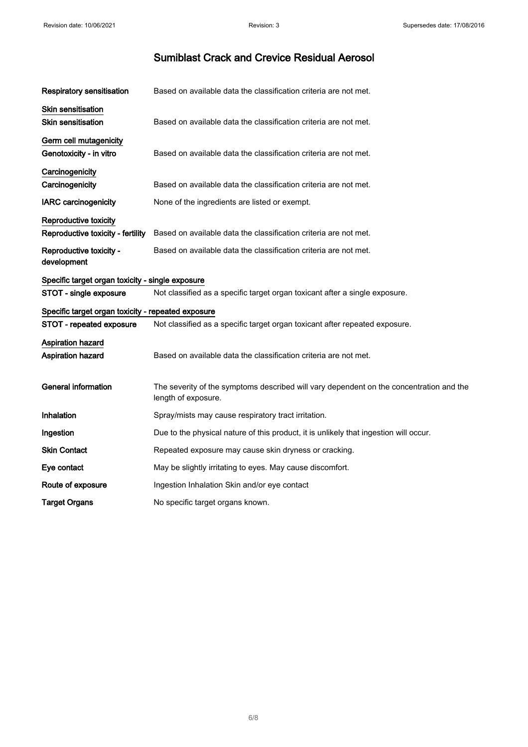# Sumiblast Crack and Crevice Residual Aerosol

**Respiratory sensitisation** Based on available data the classification criteria are not met.

**Skin sensitisation**

**Skin sensitisation** Based on available data the classification criteria are not met.

**Germ cell mutagenicity**

**Genotoxicity - in vitro** Based on available data the classification criteria are not met.

**Carcinogenicity**

**Carcinogenicity** Based on available data the classification criteria are not met.

**IARC carcinogenicity** None of the ingredients are listed or exempt.

**Reproductive toxicity**

**Reproductive toxicity - fertility** Based on available data the classification criteria are not met.

**Reproductive toxicity - development** Based on available data the classification criteria are not met.

**Specific target organ toxicity - single exposure**

**STOT - single exposure** Not classified as a specific target organ toxicant after a single exposure.

**Specific target organ toxicity - repeated exposure**

**STOT - repeated exposure** Not classified as a specific target organ toxicant after repeated exposure.

**Aspiration hazard**

**Aspiration hazard** Based on available data the classification criteria are not met.

**General information** The severity of the symptoms described will vary dependent on the concentration and the length of exposure.

**Inhalation** Spray/mists may cause respiratory tract irritation.

**Ingestion** Due to the physical nature of this product, it is unlikely that ingestion will occur.

**Skin Contact** Repeated exposure may cause skin dryness or cracking.

**Eye contact** May be slightly irritating to eyes. May cause discomfort.

**Route of exposure** Ingestion Inhalation Skin and/or eye contact

**Target Organs** No specific target organs known.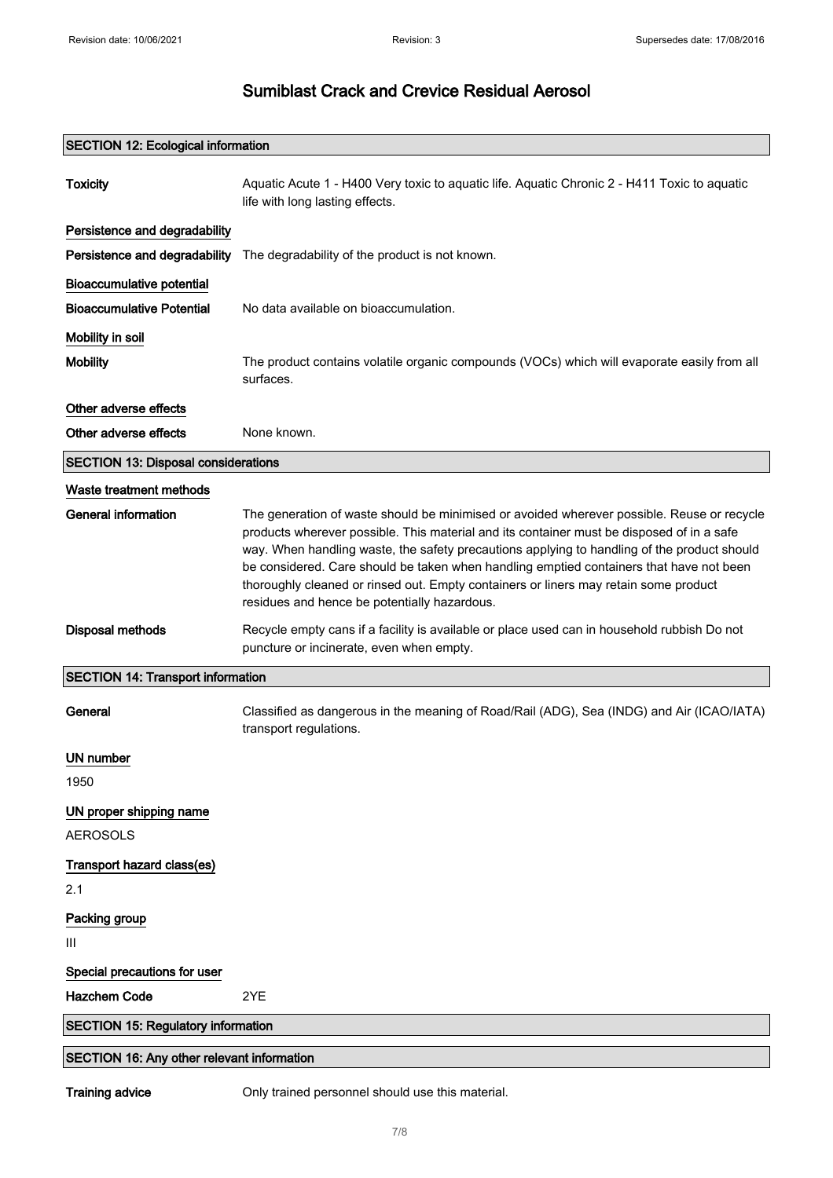# Sumiblast Crack and Crevice Residual Aerosol

## SECTION 12: Ecological information

**Toxicity** Aquatic Acute 1 - H400 Very toxic to aquatic life. Aquatic Chronic 2 - H411 Toxic to aquatic life with long lasting effects.

### Persistence and degradability

**Persistence and degradability** The degradability of the product is not known.

### Bioaccumulative potential

**Bioaccumulative Potential** No data available on bioaccumulation.

### Mobility in soil

**Mobility** The product contains volatile organic compounds (VOCs) which will evaporate easily from all surfaces.

### Other adverse effects

**Other adverse effects** None known.

## SECTION 13: Disposal considerations

### Waste treatment methods

**General information** The generation of waste should be minimised or avoided wherever possible. Reuse or recycle products wherever possible. This material and its container must be disposed of in a safe way. When handling waste, the safety precautions applying to handling of the product should be considered. Care should be taken when handling emptied containers that have not been thoroughly cleaned or rinsed out. Empty containers or liners may retain some product residues and hence be potentially hazardous.

**Disposal methods** Recycle empty cans if a facility is available or place used can in household rubbish Do not puncture or incinerate, even when empty.

## SECTION 14: Transport information

**General** Classified as dangerous in the meaning of Road/Rail (ADG), Sea (INDG) and Air (ICAO/IATA) transport regulations.

### UN number

1950

### UN proper shipping name

AEROSOLS

### Transport hazard class(es)

2.1

### Packing group

III

### Special precautions for user

**Hazchem Code** 2YE

## SECTION 15: Regulatory information

## SECTION 16: Any other relevant information

**Training advice** Only trained personnel should use this material.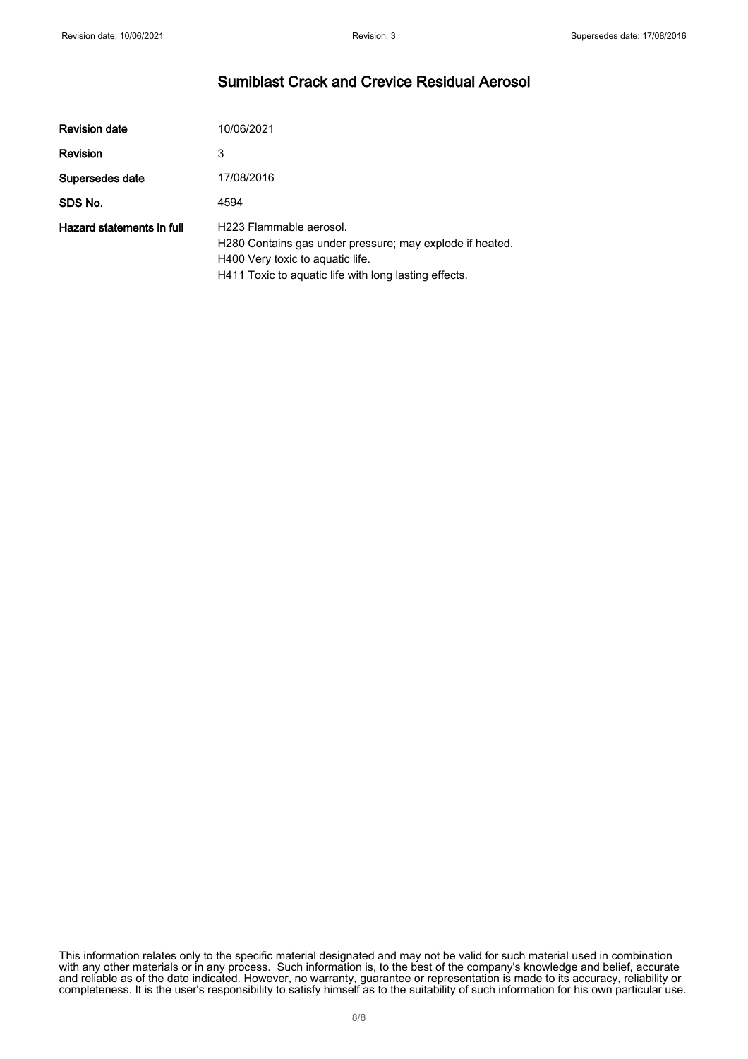## Sumiblast Crack and Crevice Residual Aerosol

| | |
|---|---|
| **Revision date** | 10/06/2021 |
| **Revision** | 3 |
| **Supersedes date** | 17/08/2016 |
| **SDS No.** | 4594 |
| **Hazard statements in full** | H223 Flammable aerosol.<br>H280 Contains gas under pressure; may explode if heated.<br>H400 Very toxic to aquatic life.<br>H411 Toxic to aquatic life with long lasting effects. |

This information relates only to the specific material designated and may not be valid for such material used in combination with any other materials or in any process. Such information is, to the best of the company's knowledge and belief, accurate and reliable as of the date indicated. However, no warranty, guarantee or representation is made to its accuracy, reliability or completeness. It is the user's responsibility to satisfy himself as to the suitability of such information for his own particular use.